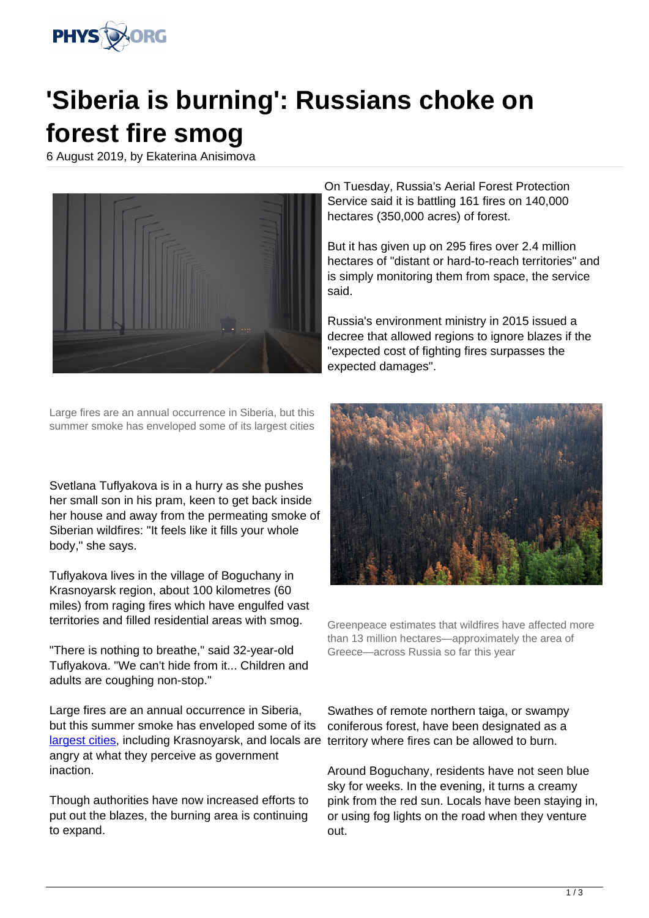# 'Siberia is burning': Russians choke on forest fire smog

6 August 2019, by Ekaterina Anisimova

Large fires are an annual occurrence in Siberia, but this summer smoke has enveloped some of its largest cities

Svetlana Tuflyakova is in a hurry as she pushes her small son in his pram, keen to get back inside her house and away from the permeating smoke of Siberian wildfires: "It feels like it fills your whole body," she says.

Tuflyakova lives in the village of Boguchany in Krasnoyarsk region, about 100 kilometres (60 miles) from raging fires which have engulfed vast territories and filled residential areas with smog.

"There is nothing to breathe," said 32-year-old Tuflyakova. "We can't hide from it... Children and adults are coughing non-stop."

Large fires are an annual occurrence in Siberia, but this summer smoke has enveloped some of its largest cities, including Krasnoyarsk, and locals are angry at what they perceive as government inaction.

Though authorities have now increased efforts to put out the blazes, the burning area is continuing to expand.

On Tuesday, Russia's Aerial Forest Protection Service said it is battling 161 fires on 140,000 hectares (350,000 acres) of forest.

But it has given up on 295 fires over 2.4 million hectares of "distant or hard-to-reach territories" and is simply monitoring them from space, the service said.

Russia's environment ministry in 2015 issued a decree that allowed regions to ignore blazes if the "expected cost of fighting fires surpasses the expected damages".

Greenpeace estimates that wildfires have affected more than 13 million hectares—approximately the area of Greece—across Russia so far this year

Swathes of remote northern taiga, or swampy coniferous forest, have been designated as a territory where fires can be allowed to burn.

Around Boguchany, residents have not seen blue sky for weeks. In the evening, it turns a creamy pink from the red sun. Locals have been staying in, or using fog lights on the road when they venture out.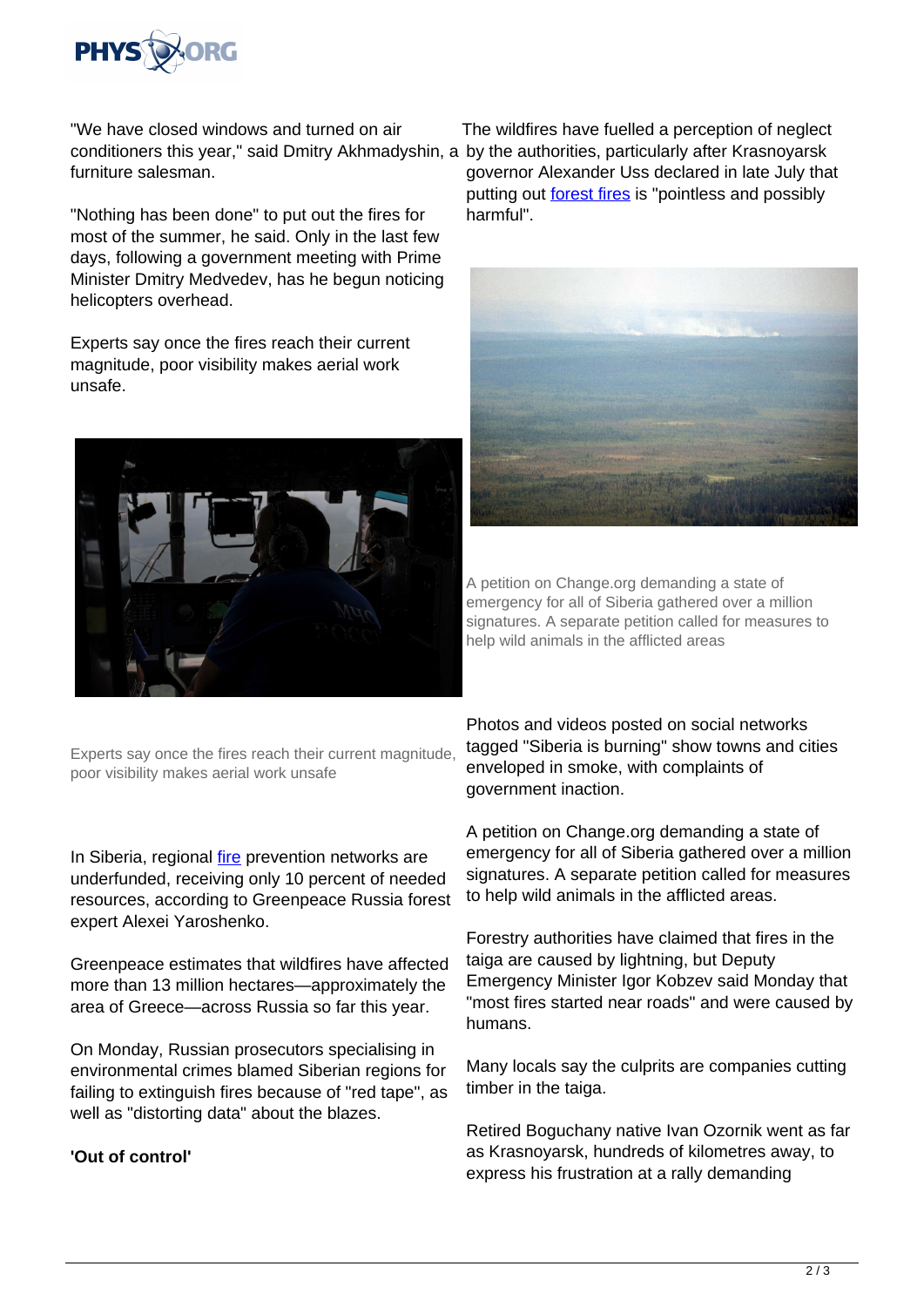"We have closed windows and turned on air conditioners this year," said Dmitry Akhmadyshin, a furniture salesman.

"Nothing has been done" to put out the fires for most of the summer, he said. Only in the last few days, following a government meeting with Prime Minister Dmitry Medvedev, has he begun noticing helicopters overhead.

Experts say once the fires reach their current magnitude, poor visibility makes aerial work unsafe.

Experts say once the fires reach their current magnitude, poor visibility makes aerial work unsafe

In Siberia, regional fire prevention networks are underfunded, receiving only 10 percent of needed resources, according to Greenpeace Russia forest expert Alexei Yaroshenko.

Greenpeace estimates that wildfires have affected more than 13 million hectares—approximately the area of Greece—across Russia so far this year.

On Monday, Russian prosecutors specialising in environmental crimes blamed Siberian regions for failing to extinguish fires because of "red tape", as well as "distorting data" about the blazes.

**'Out of control'**

The wildfires have fuelled a perception of neglect by the authorities, particularly after Krasnoyarsk governor Alexander Uss declared in late July that putting out forest fires is "pointless and possibly harmful".

A petition on Change.org demanding a state of emergency for all of Siberia gathered over a million signatures. A separate petition called for measures to help wild animals in the afflicted areas

Photos and videos posted on social networks tagged "Siberia is burning" show towns and cities enveloped in smoke, with complaints of government inaction.

A petition on Change.org demanding a state of emergency for all of Siberia gathered over a million signatures. A separate petition called for measures to help wild animals in the afflicted areas.

Forestry authorities have claimed that fires in the taiga are caused by lightning, but Deputy Emergency Minister Igor Kobzev said Monday that "most fires started near roads" and were caused by humans.

Many locals say the culprits are companies cutting timber in the taiga.

Retired Boguchany native Ivan Ozornik went as far as Krasnoyarsk, hundreds of kilometres away, to express his frustration at a rally demanding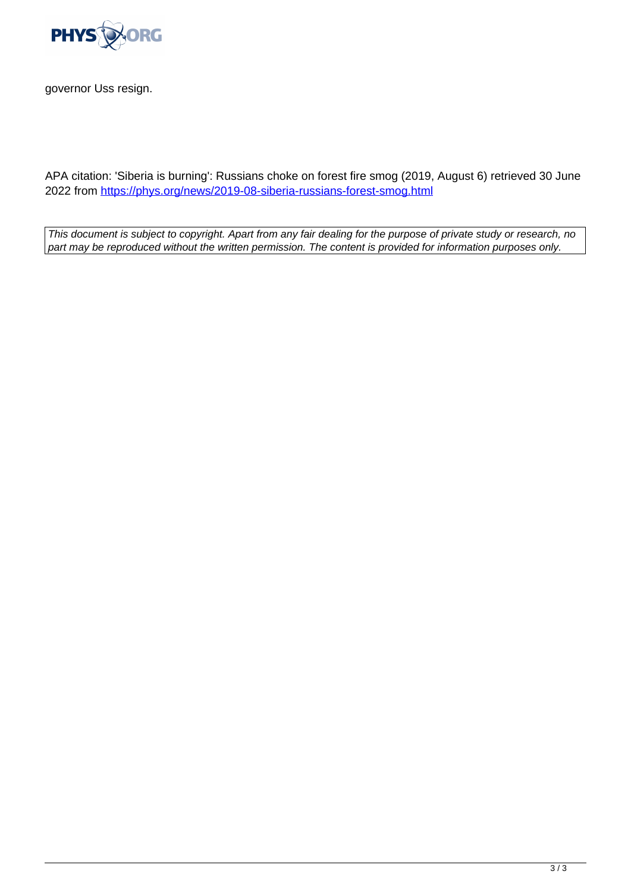governor Uss resign.

APA citation: 'Siberia is burning': Russians choke on forest fire smog (2019, August 6) retrieved 30 June 2022 from https://phys.org/news/2019-08-siberia-russians-forest-smog.html

*This document is subject to copyright. Apart from any fair dealing for the purpose of private study or research, no part may be reproduced without the written permission. The content is provided for information purposes only.*